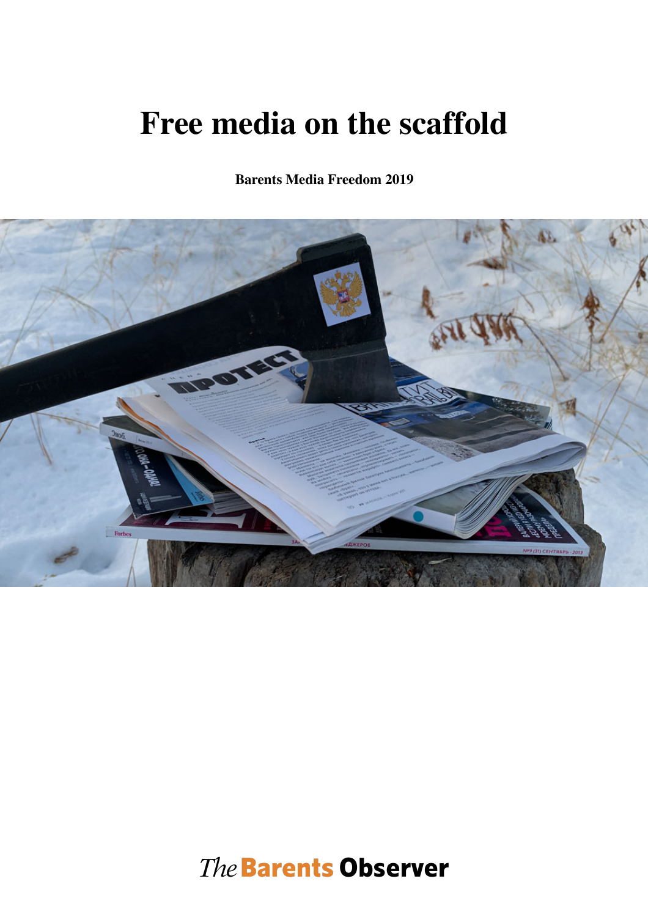# Free media on the scaffold

**Barents Media Freedom 2019**

*The* **Barents Observer**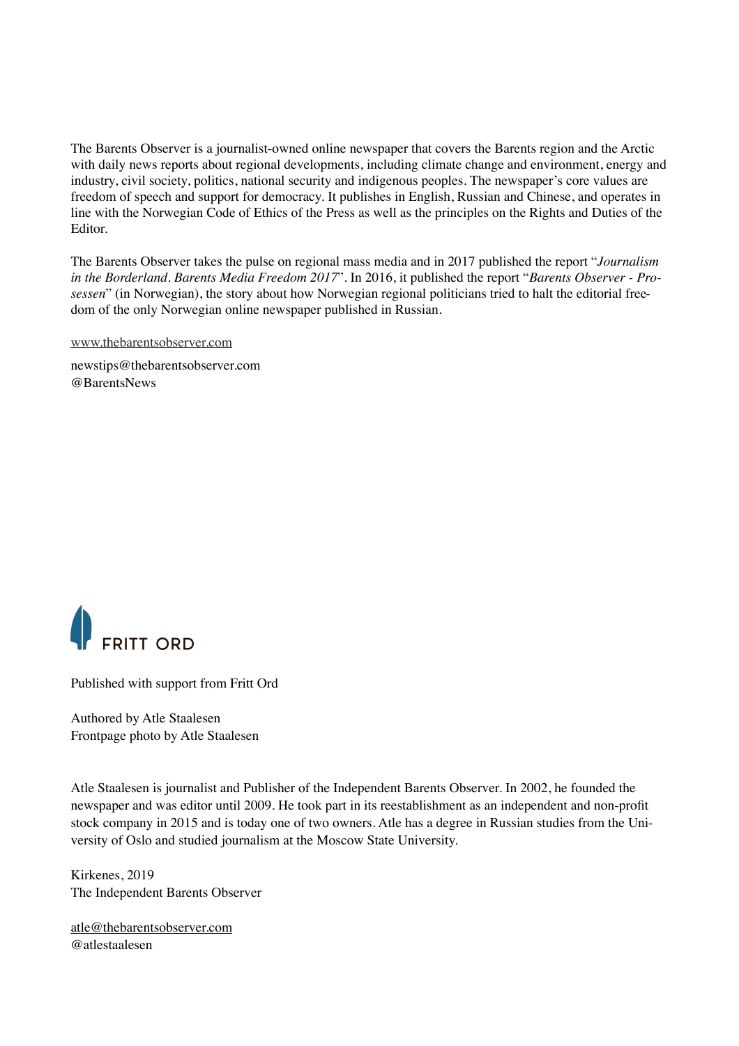The Barents Observer is a journalist-owned online newspaper that covers the Barents region and the Arctic with daily news reports about regional developments, including climate change and environment, energy and industry, civil society, politics, national security and indigenous peoples. The newspaper's core values are freedom of speech and support for democracy. It publishes in English, Russian and Chinese, and operates in line with the Norwegian Code of Ethics of the Press as well as the principles on the Rights and Duties of the Editor.

The Barents Observer takes the pulse on regional mass media and in 2017 published the report "*Journalism in the Borderland. Barents Media Freedom 2017*". In 2016, it published the report "*Barents Observer - Prosessen*" (in Norwegian), the story about how Norwegian regional politicians tried to halt the editorial freedom of the only Norwegian online newspaper published in Russian.

www.thebarentsobserver.com

newstips@thebarentsobserver.com
@BarentsNews

FRITT ORD

Published with support from Fritt Ord

Authored by Atle Staalesen
Frontpage photo by Atle Staalesen

Atle Staalesen is journalist and Publisher of the Independent Barents Observer. In 2002, he founded the newspaper and was editor until 2009. He took part in its reestablishment as an independent and non-profit stock company in 2015 and is today one of two owners. Atle has a degree in Russian studies from the University of Oslo and studied journalism at the Moscow State University.

Kirkenes, 2019
The Independent Barents Observer

atle@thebarentsobserver.com
@atlestaalesen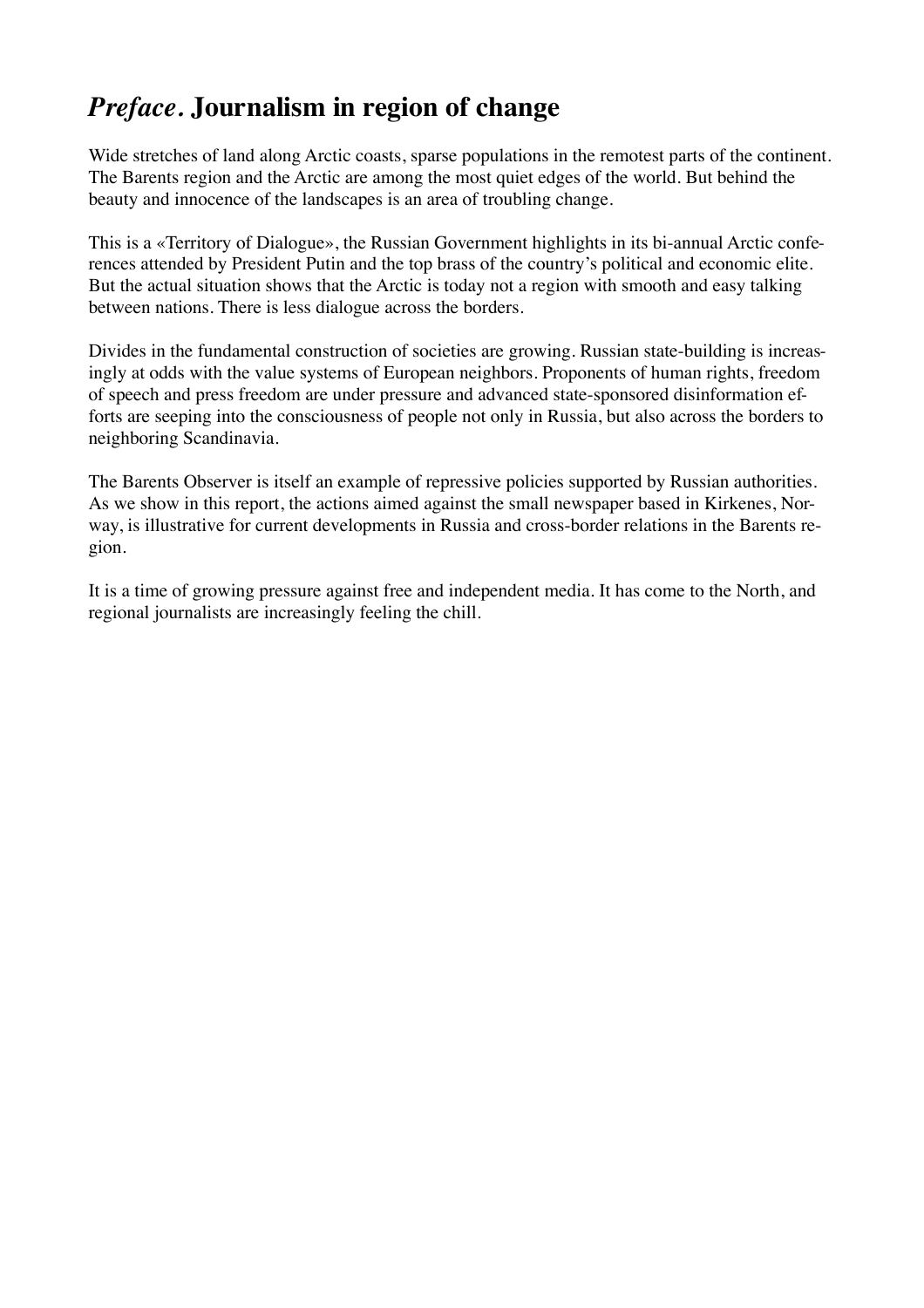# *Preface.* Journalism in region of change

Wide stretches of land along Arctic coasts, sparse populations in the remotest parts of the continent. The Barents region and the Arctic are among the most quiet edges of the world. But behind the beauty and innocence of the landscapes is an area of troubling change.

This is a «Territory of Dialogue», the Russian Government highlights in its bi-annual Arctic conferences attended by President Putin and the top brass of the country's political and economic elite. But the actual situation shows that the Arctic is today not a region with smooth and easy talking between nations. There is less dialogue across the borders.

Divides in the fundamental construction of societies are growing. Russian state-building is increasingly at odds with the value systems of European neighbors. Proponents of human rights, freedom of speech and press freedom are under pressure and advanced state-sponsored disinformation efforts are seeping into the consciousness of people not only in Russia, but also across the borders to neighboring Scandinavia.

The Barents Observer is itself an example of repressive policies supported by Russian authorities. As we show in this report, the actions aimed against the small newspaper based in Kirkenes, Norway, is illustrative for current developments in Russia and cross-border relations in the Barents region.

It is a time of growing pressure against free and independent media. It has come to the North, and regional journalists are increasingly feeling the chill.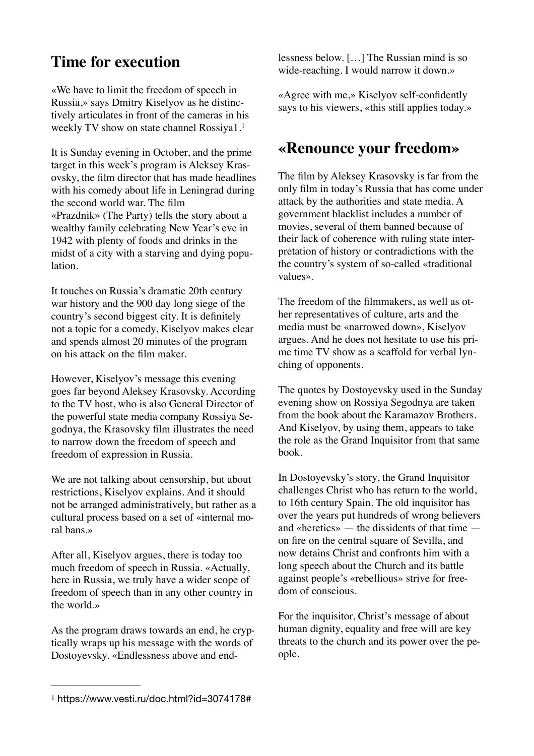## Time for execution

«We have to limit the freedom of speech in Russia,» says Dmitry Kiselyov as he distinctively articulates in front of the cameras in his weekly TV show on state channel Rossiya1.[1]

It is Sunday evening in October, and the prime target in this week's program is Aleksey Krasovsky, the film director that has made headlines with his comedy about life in Leningrad during the second world war. The film «Prazdnik» (The Party) tells the story about a wealthy family celebrating New Year's eve in 1942 with plenty of foods and drinks in the midst of a city with a starving and dying population.

It touches on Russia's dramatic 20th century war history and the 900 day long siege of the country's second biggest city. It is definitely not a topic for a comedy, Kiselyov makes clear and spends almost 20 minutes of the program on his attack on the film maker.

However, Kiselyov's message this evening goes far beyond Aleksey Krasovsky. According to the TV host, who is also General Director of the powerful state media company Rossiya Segodnya, the Krasovsky film illustrates the need to narrow down the freedom of speech and freedom of expression in Russia.

We are not talking about censorship, but about restrictions, Kiselyov explains. And it should not be arranged administratively, but rather as a cultural process based on a set of «internal moral bans.»

After all, Kiselyov argues, there is today too much freedom of speech in Russia. «Actually, here in Russia, we truly have a wider scope of freedom of speech than in any other country in the world.»

As the program draws towards an end, he cryptically wraps up his message with the words of Dostoyevsky. «Endlessness above and endlessness below. […] The Russian mind is so wide-reaching. I would narrow it down.»

«Agree with me,» Kiselyov self-confidently says to his viewers, «this still applies today.»

## «Renounce your freedom»

The film by Aleksey Krasovsky is far from the only film in today's Russia that has come under attack by the authorities and state media. A government blacklist includes a number of movies, several of them banned because of their lack of coherence with ruling state interpretation of history or contradictions with the the country's system of so-called «traditional values».

The freedom of the filmmakers, as well as other representatives of culture, arts and the media must be «narrowed down», Kiselyov argues. And he does not hesitate to use his prime time TV show as a scaffold for verbal lynching of opponents.

The quotes by Dostoyevsky used in the Sunday evening show on Rossiya Segodnya are taken from the book about the Karamazov Brothers. And Kiselyov, by using them, appears to take the role as the Grand Inquisitor from that same book.

In Dostoyevsky's story, the Grand Inquisitor challenges Christ who has return to the world, to 16th century Spain. The old inquisitor has over the years put hundreds of wrong believers and «heretics» — the dissidents of that time — on fire on the central square of Sevilla, and now detains Christ and confronts him with a long speech about the Church and its battle against people's «rebellious» strive for freedom of conscious.

For the inquisitor, Christ's message of about human dignity, equality and free will are key threats to the church and its power over the people.

---

[1] https://www.vesti.ru/doc.html?id=3074178#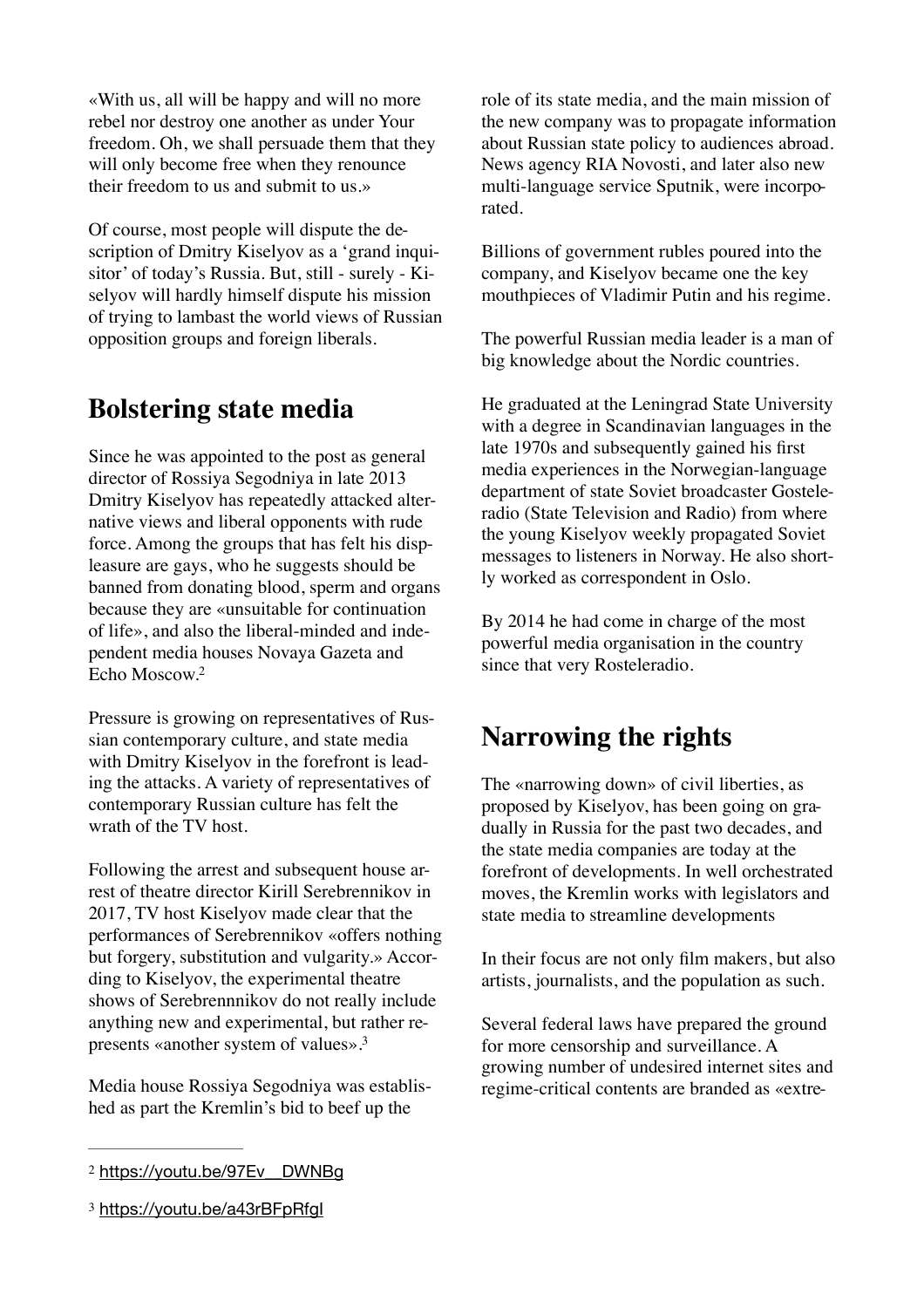«With us, all will be happy and will no more rebel nor destroy one another as under Your freedom. Oh, we shall persuade them that they will only become free when they renounce their freedom to us and submit to us.»

Of course, most people will dispute the description of Dmitry Kiselyov as a 'grand inquisitor' of today's Russia. But, still - surely - Kiselyov will hardly himself dispute his mission of trying to lambast the world views of Russian opposition groups and foreign liberals.

## Bolstering state media

Since he was appointed to the post as general director of Rossiya Segodniya in late 2013 Dmitry Kiselyov has repeatedly attacked alternative views and liberal opponents with rude force. Among the groups that has felt his displeasure are gays, who he suggests should be banned from donating blood, sperm and organs because they are «unsuitable for continuation of life», and also the liberal-minded and independent media houses Novaya Gazeta and Echo Moscow.[2]

Pressure is growing on representatives of Russian contemporary culture, and state media with Dmitry Kiselyov in the forefront is leading the attacks. A variety of representatives of contemporary Russian culture has felt the wrath of the TV host.

Following the arrest and subsequent house arrest of theatre director Kirill Serebrennikov in 2017, TV host Kiselyov made clear that the performances of Serebrennikov «offers nothing but forgery, substitution and vulgarity.» According to Kiselyov, the experimental theatre shows of Serebrennnikov do not really include anything new and experimental, but rather represents «another system of values».[3]

Media house Rossiya Segodniya was established as part the Kremlin's bid to beef up the role of its state media, and the main mission of the new company was to propagate information about Russian state policy to audiences abroad. News agency RIA Novosti, and later also new multi-language service Sputnik, were incorporated.

Billions of government rubles poured into the company, and Kiselyov became one the key mouthpieces of Vladimir Putin and his regime.

The powerful Russian media leader is a man of big knowledge about the Nordic countries.

He graduated at the Leningrad State University with a degree in Scandinavian languages in the late 1970s and subsequently gained his first media experiences in the Norwegian-language department of state Soviet broadcaster Gosteleradio (State Television and Radio) from where the young Kiselyov weekly propagated Soviet messages to listeners in Norway. He also shortly worked as correspondent in Oslo.

By 2014 he had come in charge of the most powerful media organisation in the country since that very Rosteleradio.

## Narrowing the rights

The «narrowing down» of civil liberties, as proposed by Kiselyov, has been going on gradually in Russia for the past two decades, and the state media companies are today at the forefront of developments. In well orchestrated moves, the Kremlin works with legislators and state media to streamline developments

In their focus are not only film makers, but also artists, journalists, and the population as such.

Several federal laws have prepared the ground for more censorship and surveillance. A growing number of undesired internet sites and regime-critical contents are branded as «extre-

---

[2] https://youtu.be/97Ev__DWNBg

[3] https://youtu.be/a43rBFpRfgI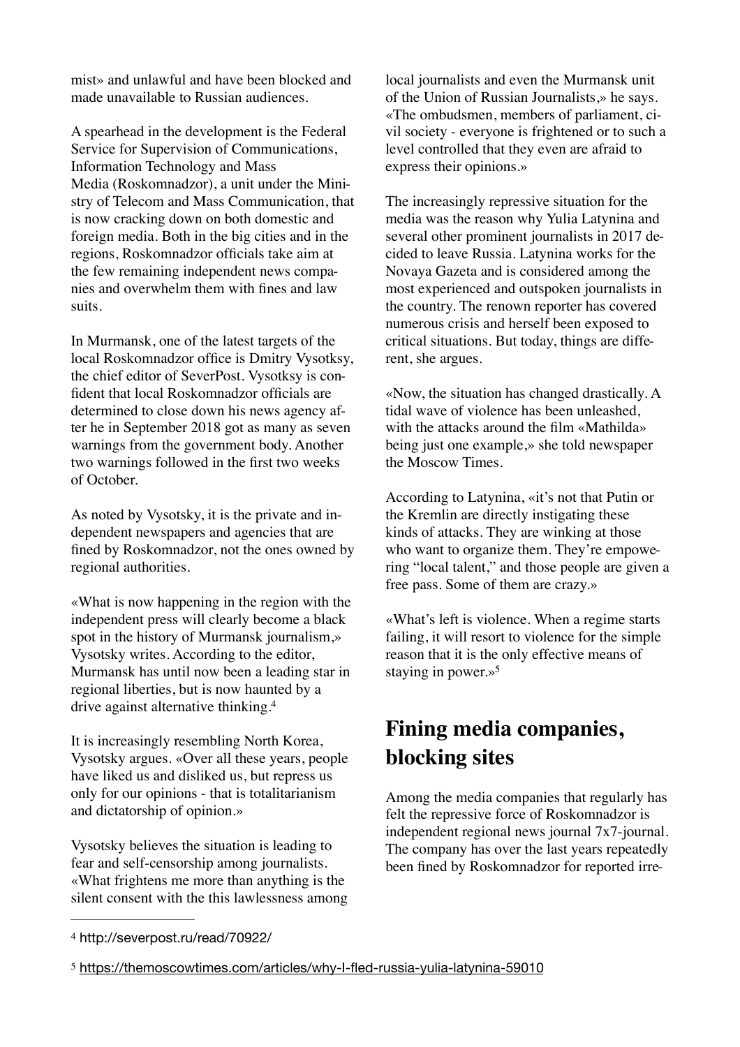mist» and unlawful and have been blocked and made unavailable to Russian audiences.

A spearhead in the development is the Federal Service for Supervision of Communications, Information Technology and Mass Media (Roskomnadzor), a unit under the Ministry of Telecom and Mass Communication, that is now cracking down on both domestic and foreign media. Both in the big cities and in the regions, Roskomnadzor officials take aim at the few remaining independent news companies and overwhelm them with fines and law suits.

In Murmansk, one of the latest targets of the local Roskomnadzor office is Dmitry Vysotksy, the chief editor of SeverPost. Vysotksy is confident that local Roskomnadzor officials are determined to close down his news agency after he in September 2018 got as many as seven warnings from the government body. Another two warnings followed in the first two weeks of October.

As noted by Vysotsky, it is the private and independent newspapers and agencies that are fined by Roskomnadzor, not the ones owned by regional authorities.

«What is now happening in the region with the independent press will clearly become a black spot in the history of Murmansk journalism,» Vysotsky writes. According to the editor, Murmansk has until now been a leading star in regional liberties, but is now haunted by a drive against alternative thinking.[4]

It is increasingly resembling North Korea, Vysotsky argues. «Over all these years, people have liked us and disliked us, but repress us only for our opinions - that is totalitarianism and dictatorship of opinion.»

Vysotsky believes the situation is leading to fear and self-censorship among journalists. «What frightens me more than anything is the silent consent with the this lawlessness among local journalists and even the Murmansk unit of the Union of Russian Journalists,» he says. «The ombudsmen, members of parliament, civil society - everyone is frightened or to such a level controlled that they even are afraid to express their opinions.»

The increasingly repressive situation for the media was the reason why Yulia Latynina and several other prominent journalists in 2017 decided to leave Russia. Latynina works for the Novaya Gazeta and is considered among the most experienced and outspoken journalists in the country. The renown reporter has covered numerous crisis and herself been exposed to critical situations. But today, things are different, she argues.

«Now, the situation has changed drastically. A tidal wave of violence has been unleashed, with the attacks around the film «Mathilda» being just one example,» she told newspaper the Moscow Times.

According to Latynina, «it's not that Putin or the Kremlin are directly instigating these kinds of attacks. They are winking at those who want to organize them. They're empowering "local talent," and those people are given a free pass. Some of them are crazy.»

«What's left is violence. When a regime starts failing, it will resort to violence for the simple reason that it is the only effective means of staying in power.»[5]

## Fining media companies, blocking sites

Among the media companies that regularly has felt the repressive force of Roskomnadzor is independent regional news journal 7x7-journal. The company has over the last years repeatedly been fined by Roskomnadzor for reported irre-

---

[4] http://severpost.ru/read/70922/

[5] https://themoscowtimes.com/articles/why-I-fled-russia-yulia-latynina-59010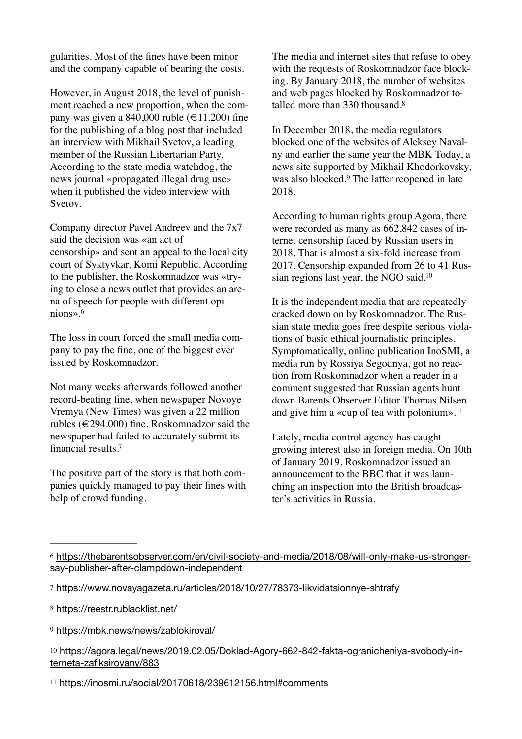gularities. Most of the fines have been minor and the company capable of bearing the costs.

However, in August 2018, the level of punishment reached a new proportion, when the company was given a 840,000 ruble (€11.200) fine for the publishing of a blog post that included an interview with Mikhail Svetov, a leading member of the Russian Libertarian Party. According to the state media watchdog, the news journal «propagated illegal drug use» when it published the video interview with Svetov.

Company director Pavel Andreev and the 7x7 said the decision was «an act of censorship» and sent an appeal to the local city court of Syktyvkar, Komi Republic. According to the publisher, the Roskomnadzor was «trying to close a news outlet that provides an arena of speech for people with different opinions».[6]

The loss in court forced the small media company to pay the fine, one of the biggest ever issued by Roskomnadzor.

Not many weeks afterwards followed another record-beating fine, when newspaper Novoye Vremya (New Times) was given a 22 million rubles (€294.000) fine. Roskomnadzor said the newspaper had failed to accurately submit its financial results.[7]

The positive part of the story is that both companies quickly managed to pay their fines with help of crowd funding.

The media and internet sites that refuse to obey with the requests of Roskomnadzor face blocking. By January 2018, the number of websites and web pages blocked by Roskomnadzor totalled more than 330 thousand.[8]

In December 2018, the media regulators blocked one of the websites of Aleksey Navalny and earlier the same year the MBK Today, a news site supported by Mikhail Khodorkovsky, was also blocked.[9] The latter reopened in late 2018.

According to human rights group Agora, there were recorded as many as 662,842 cases of internet censorship faced by Russian users in 2018. That is almost a six-fold increase from 2017. Censorship expanded from 26 to 41 Russian regions last year, the NGO said.[10]

It is the independent media that are repeatedly cracked down on by Roskomnadzor. The Russian state media goes free despite serious violations of basic ethical journalistic principles. Symptomatically, online publication InoSMI, a media run by Rossiya Segodnya, got no reaction from Roskomnadzor when a reader in a comment suggested that Russian agents hunt down Barents Observer Editor Thomas Nilsen and give him a «cup of tea with polonium».[11]

Lately, media control agency has caught growing interest also in foreign media. On 10th of January 2019, Roskomnadzor issued an announcement to the BBC that it was launching an inspection into the British broadcaster's activities in Russia.

---

[6] https://thebarentsobserver.com/en/civil-society-and-media/2018/08/will-only-make-us-stronger-say-publisher-after-clampdown-independent

[7] https://www.novayagazeta.ru/articles/2018/10/27/78373-likvidatsionnye-shtrafy

[8] https://reestr.rublacklist.net/

[9] https://mbk.news/news/zablokiroval/

[10] https://agora.legal/news/2019.02.05/Doklad-Agory-662-842-fakta-ogranicheniya-svobody-interneta-zafiksirovany/883

[11] https://inosmi.ru/social/20170618/239612156.html#comments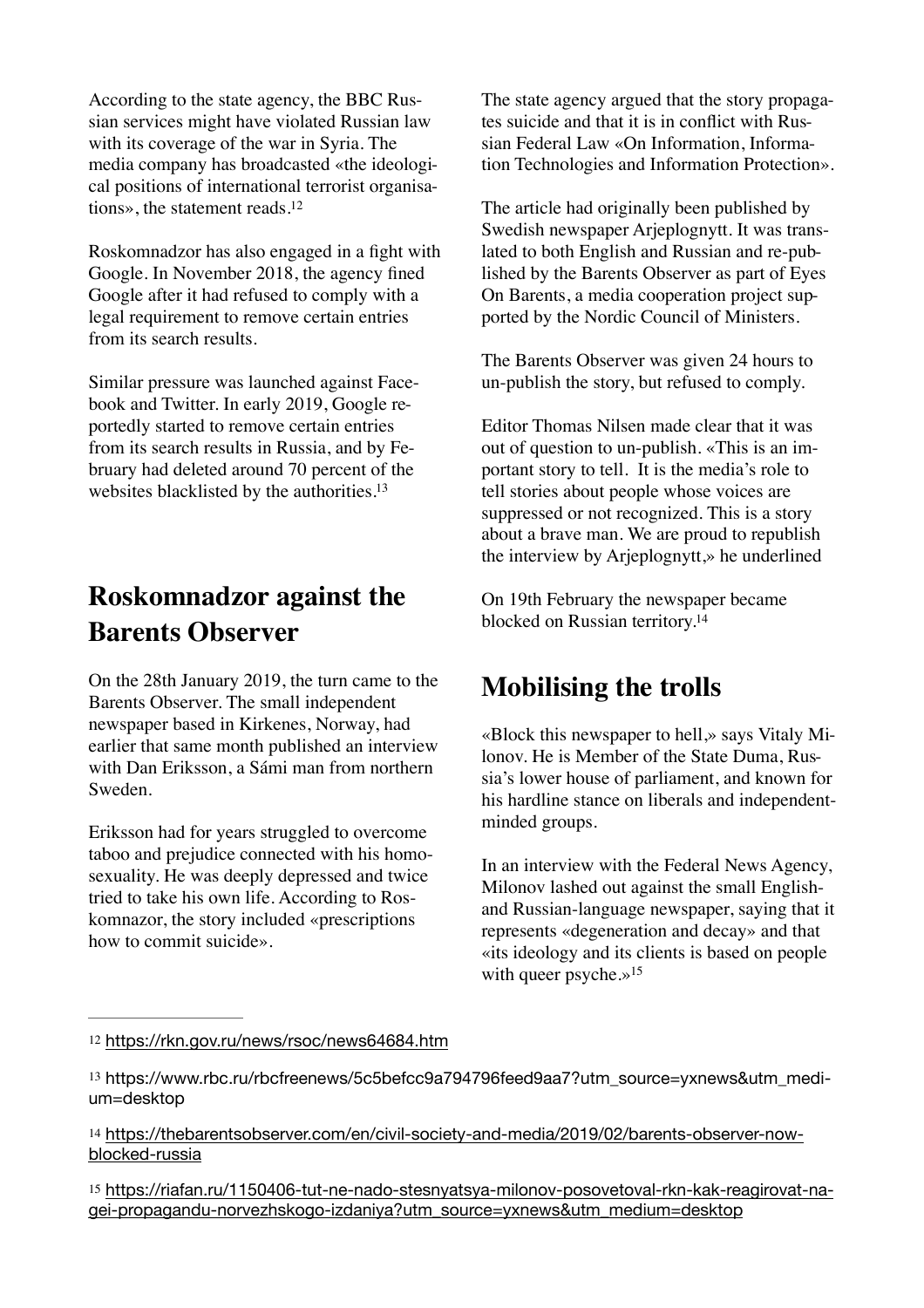According to the state agency, the BBC Russian services might have violated Russian law with its coverage of the war in Syria. The media company has broadcasted «the ideological positions of international terrorist organisations», the statement reads.[12]

Roskomnadzor has also engaged in a fight with Google. In November 2018, the agency fined Google after it had refused to comply with a legal requirement to remove certain entries from its search results.

Similar pressure was launched against Facebook and Twitter. In early 2019, Google reportedly started to remove certain entries from its search results in Russia, and by February had deleted around 70 percent of the websites blacklisted by the authorities.[13]

## Roskomnadzor against the Barents Observer

On the 28th January 2019, the turn came to the Barents Observer. The small independent newspaper based in Kirkenes, Norway, had earlier that same month published an interview with Dan Eriksson, a Sámi man from northern Sweden.

Eriksson had for years struggled to overcome taboo and prejudice connected with his homosexuality. He was deeply depressed and twice tried to take his own life. According to Roskomnazor, the story included «prescriptions how to commit suicide».

The state agency argued that the story propagates suicide and that it is in conflict with Russian Federal Law «On Information, Information Technologies and Information Protection».

The article had originally been published by Swedish newspaper Arjeplognytt. It was translated to both English and Russian and re-published by the Barents Observer as part of Eyes On Barents, a media cooperation project supported by the Nordic Council of Ministers.

The Barents Observer was given 24 hours to un-publish the story, but refused to comply.

Editor Thomas Nilsen made clear that it was out of question to un-publish. «This is an important story to tell. It is the media's role to tell stories about people whose voices are suppressed or not recognized. This is a story about a brave man. We are proud to republish the interview by Arjeplognytt,» he underlined

On 19th February the newspaper became blocked on Russian territory.[14]

## Mobilising the trolls

«Block this newspaper to hell,» says Vitaly Milonov. He is Member of the State Duma, Russia's lower house of parliament, and known for his hardline stance on liberals and independent-minded groups.

In an interview with the Federal News Agency, Milonov lashed out against the small English- and Russian-language newspaper, saying that it represents «degeneration and decay» and that «its ideology and its clients is based on people with queer psyche.»[15]

---

[12] https://rkn.gov.ru/news/rsoc/news64684.htm

[13] https://www.rbc.ru/rbcfreenews/5c5befcc9a794796feed9aa7?utm_source=yxnews&utm_medium=desktop

[14] https://thebarentsobserver.com/en/civil-society-and-media/2019/02/barents-observer-now-blocked-russia

[15] https://riafan.ru/1150406-tut-ne-nado-stesnyatsya-milonov-posovetoval-rkn-kak-reagirovat-na-gei-propagandu-norvezhskogo-izdaniya?utm_source=yxnews&utm_medium=desktop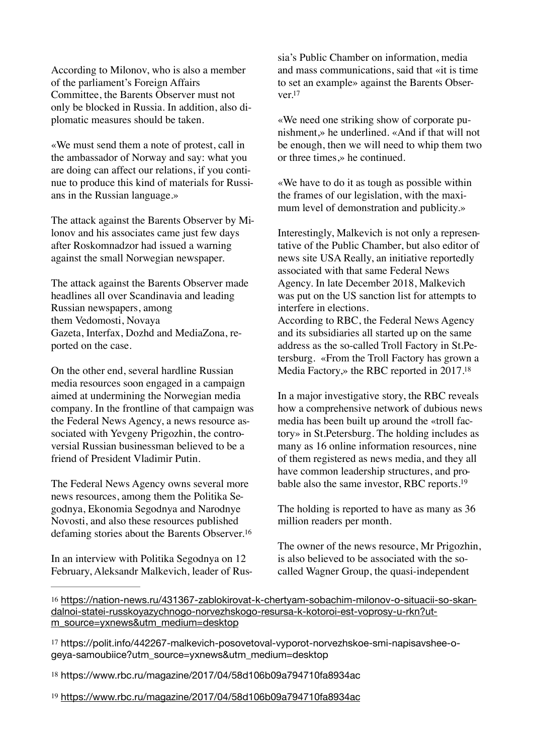According to Milonov, who is also a member of the parliament's Foreign Affairs Committee, the Barents Observer must not only be blocked in Russia. In addition, also diplomatic measures should be taken.

«We must send them a note of protest, call in the ambassador of Norway and say: what you are doing can affect our relations, if you continue to produce this kind of materials for Russians in the Russian language.»

The attack against the Barents Observer by Milonov and his associates came just few days after Roskomnadzor had issued a warning against the small Norwegian newspaper.

The attack against the Barents Observer made headlines all over Scandinavia and leading Russian newspapers, among them Vedomosti, Novaya Gazeta, Interfax, Dozhd and MediaZona, reported on the case.

On the other end, several hardline Russian media resources soon engaged in a campaign aimed at undermining the Norwegian media company. In the frontline of that campaign was the Federal News Agency, a news resource associated with Yevgeny Prigozhin, the controversial Russian businessman believed to be a friend of President Vladimir Putin.

The Federal News Agency owns several more news resources, among them the Politika Segodnya, Ekonomia Segodnya and Narodnye Novosti, and also these resources published defaming stories about the Barents Observer.[16]

In an interview with Politika Segodnya on 12 February, Aleksandr Malkevich, leader of Russia's Public Chamber on information, media and mass communications, said that «it is time to set an example» against the Barents Observer.[17]

«We need one striking show of corporate punishment,» he underlined. «And if that will not be enough, then we will need to whip them two or three times,» he continued.

«We have to do it as tough as possible within the frames of our legislation, with the maximum level of demonstration and publicity.»

Interestingly, Malkevich is not only a representative of the Public Chamber, but also editor of news site USA Really, an initiative reportedly associated with that same Federal News Agency. In late December 2018, Malkevich was put on the US sanction list for attempts to interfere in elections.
According to RBC, the Federal News Agency and its subsidiaries all started up on the same address as the so-called Troll Factory in St.Petersburg. «From the Troll Factory has grown a Media Factory,» the RBC reported in 2017.[18]

In a major investigative story, the RBC reveals how a comprehensive network of dubious news media has been built up around the «troll factory» in St.Petersburg. The holding includes as many as 16 online information resources, nine of them registered as news media, and they all have common leadership structures, and probable also the same investor, RBC reports.[19]

The holding is reported to have as many as 36 million readers per month.

The owner of the news resource, Mr Prigozhin, is also believed to be associated with the so-called Wagner Group, the quasi-independent

---

[16] https://nation-news.ru/431367-zablokirovat-k-chertyam-sobachim-milonov-o-situacii-so-skandalnoi-statei-russkoyazychnogo-norvezhskogo-resursa-k-kotoroi-est-voprosy-u-rkn?utm_source=yxnews&utm_medium=desktop

[17] https://polit.info/442267-malkevich-posovetoval-vyporot-norvezhskoe-smi-napisavshee-o-geya-samoubiice?utm_source=yxnews&utm_medium=desktop

[18] https://www.rbc.ru/magazine/2017/04/58d106b09a794710fa8934ac

[19] https://www.rbc.ru/magazine/2017/04/58d106b09a794710fa8934ac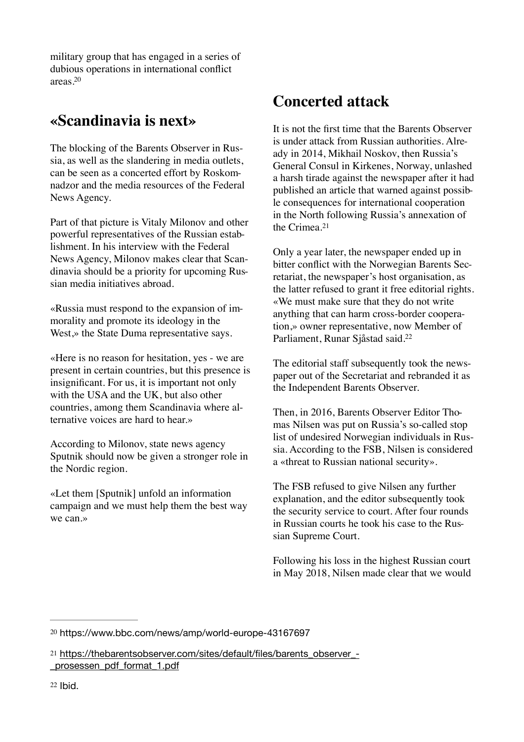military group that has engaged in a series of dubious operations in international conflict areas.[20]

## «Scandinavia is next»

The blocking of the Barents Observer in Russia, as well as the slandering in media outlets, can be seen as a concerted effort by Roskomnadzor and the media resources of the Federal News Agency.

Part of that picture is Vitaly Milonov and other powerful representatives of the Russian establishment. In his interview with the Federal News Agency, Milonov makes clear that Scandinavia should be a priority for upcoming Russian media initiatives abroad.

«Russia must respond to the expansion of immorality and promote its ideology in the West,» the State Duma representative says.

«Here is no reason for hesitation, yes - we are present in certain countries, but this presence is insignificant. For us, it is important not only with the USA and the UK, but also other countries, among them Scandinavia where alternative voices are hard to hear.»

According to Milonov, state news agency Sputnik should now be given a stronger role in the Nordic region.

«Let them [Sputnik] unfold an information campaign and we must help them the best way we can.»

## Concerted attack

It is not the first time that the Barents Observer is under attack from Russian authorities. Already in 2014, Mikhail Noskov, then Russia's General Consul in Kirkenes, Norway, unlashed a harsh tirade against the newspaper after it had published an article that warned against possible consequences for international cooperation in the North following Russia's annexation of the Crimea.[21]

Only a year later, the newspaper ended up in bitter conflict with the Norwegian Barents Secretariat, the newspaper's host organisation, as the latter refused to grant it free editorial rights. «We must make sure that they do not write anything that can harm cross-border cooperation,» owner representative, now Member of Parliament, Runar Sjåstad said.[22]

The editorial staff subsequently took the newspaper out of the Secretariat and rebranded it as the Independent Barents Observer.

Then, in 2016, Barents Observer Editor Thomas Nilsen was put on Russia's so-called stop list of undesired Norwegian individuals in Russia. According to the FSB, Nilsen is considered a «threat to Russian national security».

The FSB refused to give Nilsen any further explanation, and the editor subsequently took the security service to court. After four rounds in Russian courts he took his case to the Russian Supreme Court.

Following his loss in the highest Russian court in May 2018, Nilsen made clear that we would

---

[20] https://www.bbc.com/news/amp/world-europe-43167697

[21] https://thebarentsobserver.com/sites/default/files/barents_observer_-_prosessen_pdf_format_1.pdf

[22] Ibid.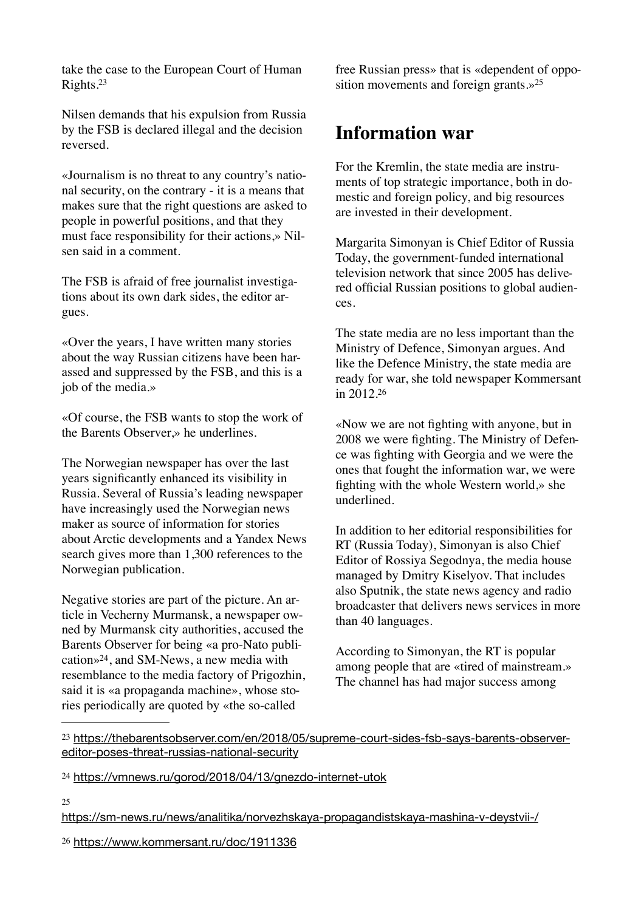take the case to the European Court of Human Rights.[23]

Nilsen demands that his expulsion from Russia by the FSB is declared illegal and the decision reversed.

«Journalism is no threat to any country's national security, on the contrary - it is a means that makes sure that the right questions are asked to people in powerful positions, and that they must face responsibility for their actions,» Nilsen said in a comment.

The FSB is afraid of free journalist investigations about its own dark sides, the editor argues.

«Over the years, I have written many stories about the way Russian citizens have been harassed and suppressed by the FSB, and this is a job of the media.»

«Of course, the FSB wants to stop the work of the Barents Observer,» he underlines.

The Norwegian newspaper has over the last years significantly enhanced its visibility in Russia. Several of Russia's leading newspaper have increasingly used the Norwegian news maker as source of information for stories about Arctic developments and a Yandex News search gives more than 1,300 references to the Norwegian publication.

Negative stories are part of the picture. An article in Vecherny Murmansk, a newspaper owned by Murmansk city authorities, accused the Barents Observer for being «a pro-Nato publication»[24], and SM-News, a new media with resemblance to the media factory of Prigozhin, said it is «a propaganda machine», whose stories periodically are quoted by «the so-called free Russian press» that is «dependent of opposition movements and foreign grants.»[25]

## Information war

For the Kremlin, the state media are instruments of top strategic importance, both in domestic and foreign policy, and big resources are invested in their development.

Margarita Simonyan is Chief Editor of Russia Today, the government-funded international television network that since 2005 has delivered official Russian positions to global audiences.

The state media are no less important than the Ministry of Defence, Simonyan argues. And like the Defence Ministry, the state media are ready for war, she told newspaper Kommersant in 2012.[26]

«Now we are not fighting with anyone, but in 2008 we were fighting. The Ministry of Defence was fighting with Georgia and we were the ones that fought the information war, we were fighting with the whole Western world,» she underlined.

In addition to her editorial responsibilities for RT (Russia Today), Simonyan is also Chief Editor of Rossiya Segodnya, the media house managed by Dmitry Kiselyov. That includes also Sputnik, the state news agency and radio broadcaster that delivers news services in more than 40 languages.

According to Simonyan, the RT is popular among people that are «tired of mainstream.» The channel has had major success among

---

[23] https://thebarentsobserver.com/en/2018/05/supreme-court-sides-fsb-says-barents-observer-editor-poses-threat-russias-national-security

[24] https://vmnews.ru/gorod/2018/04/13/gnezdo-internet-utok

[25] https://sm-news.ru/news/analitika/norvezhskaya-propagandistskaya-mashina-v-deystvii-/

[26] https://www.kommersant.ru/doc/1911336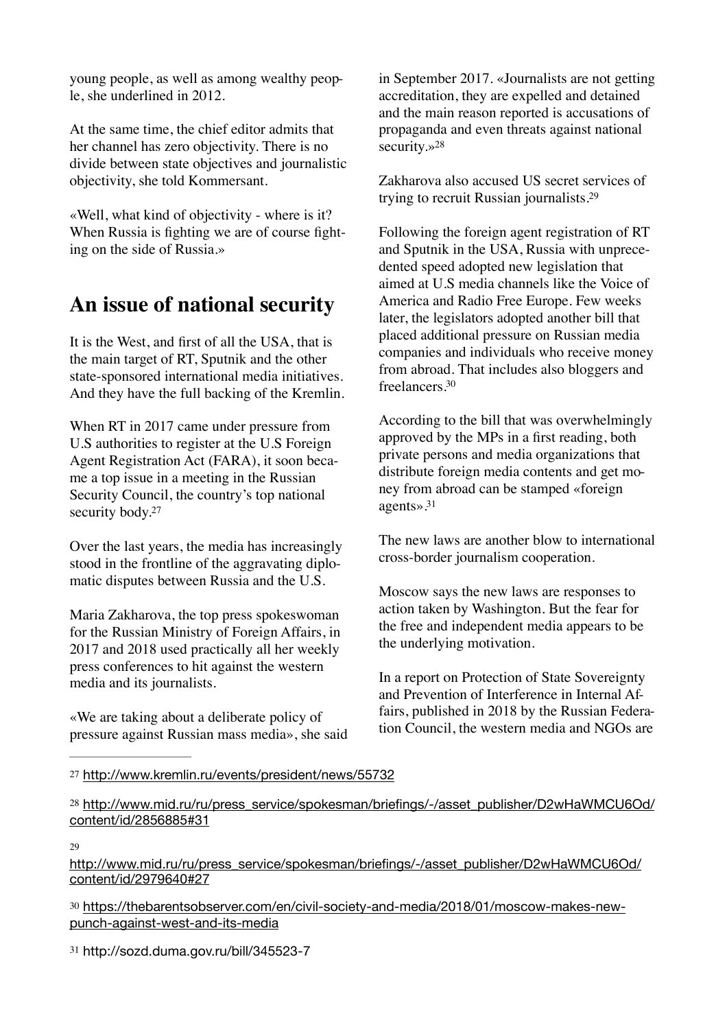young people, as well as among wealthy people, she underlined in 2012.

At the same time, the chief editor admits that her channel has zero objectivity. There is no divide between state objectives and journalistic objectivity, she told Kommersant.

«Well, what kind of objectivity - where is it? When Russia is fighting we are of course fighting on the side of Russia.»

## An issue of national security

It is the West, and first of all the USA, that is the main target of RT, Sputnik and the other state-sponsored international media initiatives. And they have the full backing of the Kremlin.

When RT in 2017 came under pressure from U.S authorities to register at the U.S Foreign Agent Registration Act (FARA), it soon became a top issue in a meeting in the Russian Security Council, the country's top national security body.[27]

Over the last years, the media has increasingly stood in the frontline of the aggravating diplomatic disputes between Russia and the U.S.

Maria Zakharova, the top press spokeswoman for the Russian Ministry of Foreign Affairs, in 2017 and 2018 used practically all her weekly press conferences to hit against the western media and its journalists.

«We are taking about a deliberate policy of pressure against Russian mass media», she said in September 2017. «Journalists are not getting accreditation, they are expelled and detained and the main reason reported is accusations of propaganda and even threats against national security.»[28]

Zakharova also accused US secret services of trying to recruit Russian journalists.[29]

Following the foreign agent registration of RT and Sputnik in the USA, Russia with unprecedented speed adopted new legislation that aimed at U.S media channels like the Voice of America and Radio Free Europe. Few weeks later, the legislators adopted another bill that placed additional pressure on Russian media companies and individuals who receive money from abroad. That includes also bloggers and freelancers.[30]

According to the bill that was overwhelmingly approved by the MPs in a first reading, both private persons and media organizations that distribute foreign media contents and get money from abroad can be stamped «foreign agents».[31]

The new laws are another blow to international cross-border journalism cooperation.

Moscow says the new laws are responses to action taken by Washington. But the fear for the free and independent media appears to be the underlying motivation.

In a report on Protection of State Sovereignty and Prevention of Interference in Internal Affairs, published in 2018 by the Russian Federation Council, the western media and NGOs are

---

[27] http://www.kremlin.ru/events/president/news/55732

[28] http://www.mid.ru/ru/press_service/spokesman/briefings/-/asset_publisher/D2wHaWMCU6Od/content/id/2856885#31

[29] http://www.mid.ru/ru/press_service/spokesman/briefings/-/asset_publisher/D2wHaWMCU6Od/content/id/2979640#27

[30] https://thebarentsobserver.com/en/civil-society-and-media/2018/01/moscow-makes-new-punch-against-west-and-its-media

[31] http://sozd.duma.gov.ru/bill/345523-7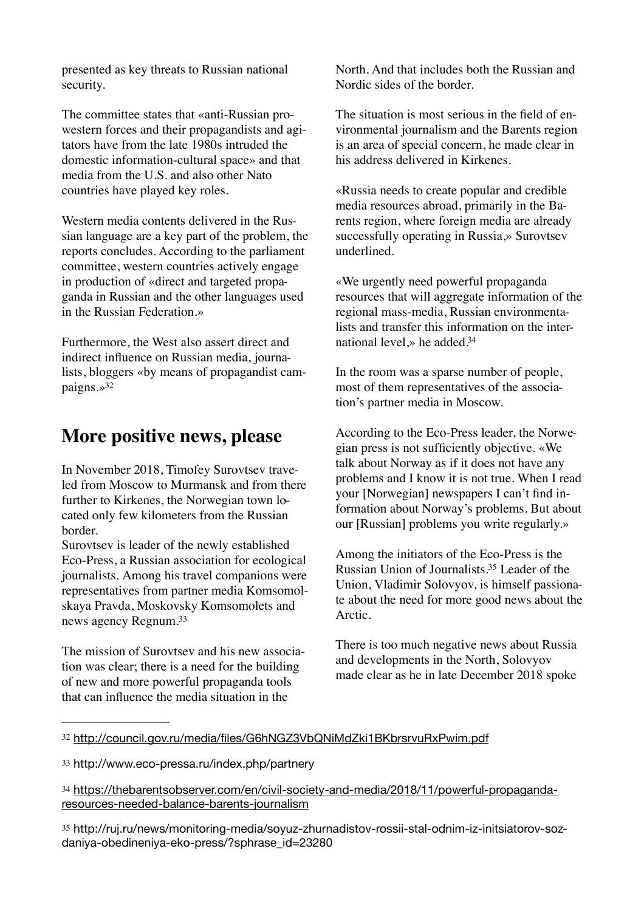presented as key threats to Russian national security.

The committee states that «anti-Russian pro-western forces and their propagandists and agitators have from the late 1980s intruded the domestic information-cultural space» and that media from the U.S. and also other Nato countries have played key roles.

Western media contents delivered in the Russian language are a key part of the problem, the reports concludes. According to the parliament committee, western countries actively engage in production of «direct and targeted propaganda in Russian and the other languages used in the Russian Federation.»

Furthermore, the West also assert direct and indirect influence on Russian media, journalists, bloggers «by means of propagandist campaigns.»[32]

## More positive news, please

In November 2018, Timofey Surovtsev traveled from Moscow to Murmansk and from there further to Kirkenes, the Norwegian town located only few kilometers from the Russian border.

Surovtsev is leader of the newly established Eco-Press, a Russian association for ecological journalists. Among his travel companions were representatives from partner media Komsomolskaya Pravda, Moskovsky Komsomolets and news agency Regnum.[33]

The mission of Surovtsev and his new association was clear; there is a need for the building of new and more powerful propaganda tools that can influence the media situation in the North. And that includes both the Russian and Nordic sides of the border.

The situation is most serious in the field of environmental journalism and the Barents region is an area of special concern, he made clear in his address delivered in Kirkenes.

«Russia needs to create popular and credible media resources abroad, primarily in the Barents region, where foreign media are already successfully operating in Russia,» Surovtsev underlined.

«We urgently need powerful propaganda resources that will aggregate information of the regional mass-media, Russian environmentalists and transfer this information on the international level,» he added.[34]

In the room was a sparse number of people, most of them representatives of the association's partner media in Moscow.

According to the Eco-Press leader, the Norwegian press is not sufficiently objective. «We talk about Norway as if it does not have any problems and I know it is not true. When I read your [Norwegian] newspapers I can't find information about Norway's problems. But about our [Russian] problems you write regularly.»

Among the initiators of the Eco-Press is the Russian Union of Journalists.[35] Leader of the Union, Vladimir Solovyov, is himself passionate about the need for more good news about the Arctic.

There is too much negative news about Russia and developments in the North, Solovyov made clear as he in late December 2018 spoke

---

[32] http://council.gov.ru/media/files/G6hNGZ3VbQNiMdZki1BKbrsrvuRxPwim.pdf

[33] http://www.eco-pressa.ru/index.php/partnery

[34] https://thebarentsobserver.com/en/civil-society-and-media/2018/11/powerful-propaganda-resources-needed-balance-barents-journalism

[35] http://ruj.ru/news/monitoring-media/soyuz-zhurnadistov-rossii-stal-odnim-iz-initsiatorov-sozdaniya-obedineniya-eko-press/?sphrase_id=23280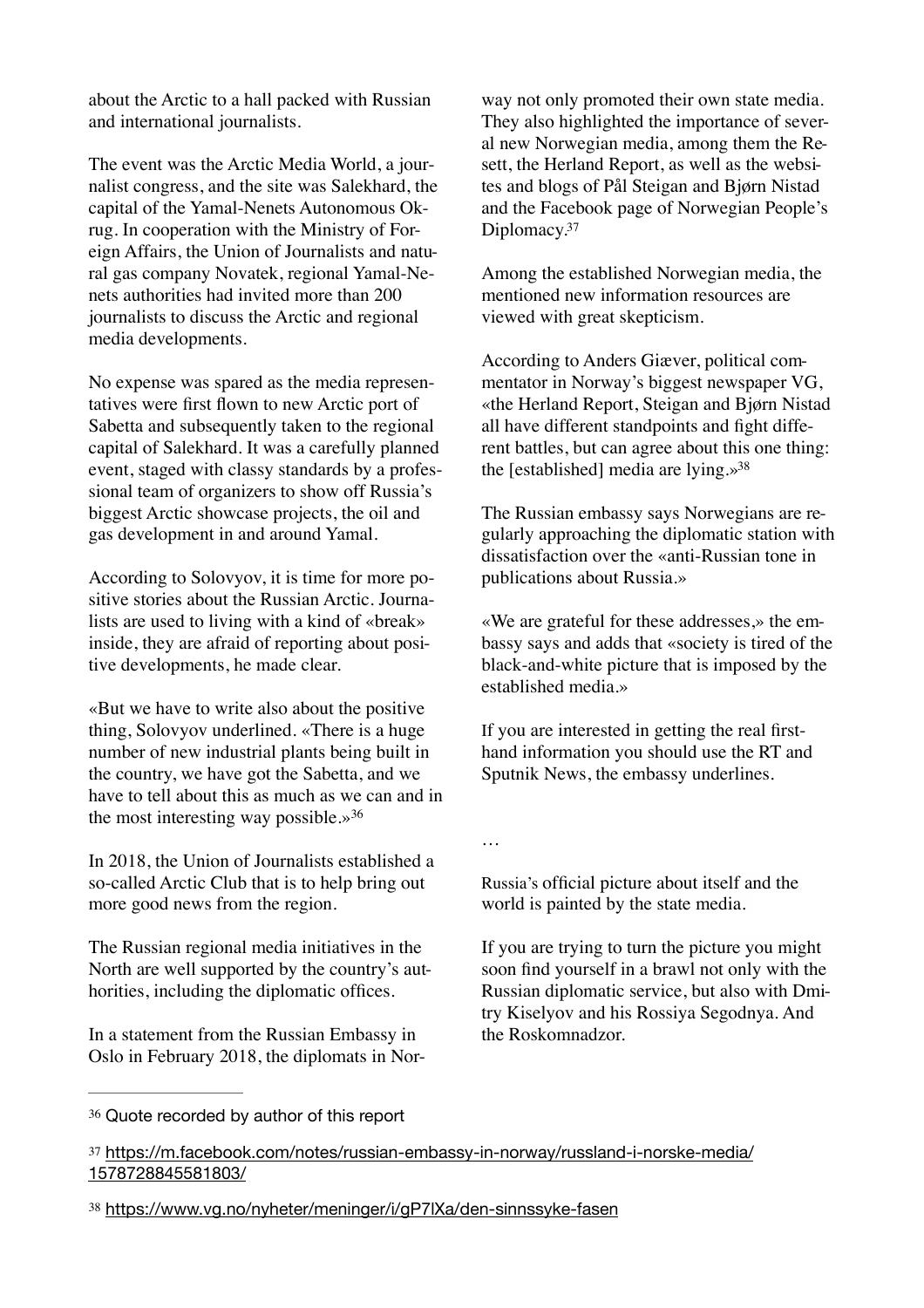about the Arctic to a hall packed with Russian and international journalists.

The event was the Arctic Media World, a journalist congress, and the site was Salekhard, the capital of the Yamal-Nenets Autonomous Okrug. In cooperation with the Ministry of Foreign Affairs, the Union of Journalists and natural gas company Novatek, regional Yamal-Nenets authorities had invited more than 200 journalists to discuss the Arctic and regional media developments.

No expense was spared as the media representatives were first flown to new Arctic port of Sabetta and subsequently taken to the regional capital of Salekhard. It was a carefully planned event, staged with classy standards by a professional team of organizers to show off Russia's biggest Arctic showcase projects, the oil and gas development in and around Yamal.

According to Solovyov, it is time for more positive stories about the Russian Arctic. Journalists are used to living with a kind of «break» inside, they are afraid of reporting about positive developments, he made clear.

«But we have to write also about the positive thing, Solovyov underlined. «There is a huge number of new industrial plants being built in the country, we have got the Sabetta, and we have to tell about this as much as we can and in the most interesting way possible.»[36]

In 2018, the Union of Journalists established a so-called Arctic Club that is to help bring out more good news from the region.

The Russian regional media initiatives in the North are well supported by the country's authorities, including the diplomatic offices.

In a statement from the Russian Embassy in Oslo in February 2018, the diplomats in Norway not only promoted their own state media. They also highlighted the importance of several new Norwegian media, among them the Resett, the Herland Report, as well as the websites and blogs of Pål Steigan and Bjørn Nistad and the Facebook page of Norwegian People's Diplomacy.[37]

Among the established Norwegian media, the mentioned new information resources are viewed with great skepticism.

According to Anders Giæver, political commentator in Norway's biggest newspaper VG, «the Herland Report, Steigan and Bjørn Nistad all have different standpoints and fight different battles, but can agree about this one thing: the [established] media are lying.»[38]

The Russian embassy says Norwegians are regularly approaching the diplomatic station with dissatisfaction over the «anti-Russian tone in publications about Russia.»

«We are grateful for these addresses,» the embassy says and adds that «society is tired of the black-and-white picture that is imposed by the established media.»

If you are interested in getting the real first-hand information you should use the RT and Sputnik News, the embassy underlines.

…

Russia's official picture about itself and the world is painted by the state media.

If you are trying to turn the picture you might soon find yourself in a brawl not only with the Russian diplomatic service, but also with Dmitry Kiselyov and his Rossiya Segodnya. And the Roskomnadzor.

---

[36] Quote recorded by author of this report

[37] https://m.facebook.com/notes/russian-embassy-in-norway/russland-i-norske-media/1578728845581803/

[38] https://www.vg.no/nyheter/meninger/i/gP7lXa/den-sinnssyke-fasen